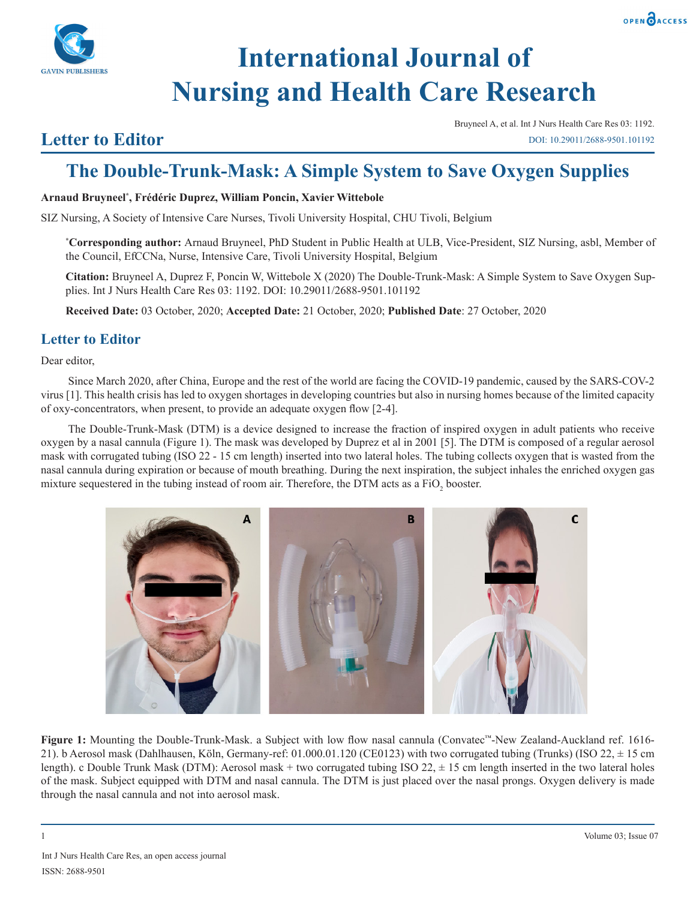# International Journal of Nursing and Health Care Research

**Letter to Editor**

Bruyneel A, et al. Int J Nurs Health Care Res 03: 1192.
DOI: 10.29011/2688-9501.101192

## The Double-Trunk-Mask: A Simple System to Save Oxygen Supplies

**Arnaud Bruyneel*, Frédéric Duprez, William Poncin, Xavier Wittebole**

SIZ Nursing, A Society of Intensive Care Nurses, Tivoli University Hospital, CHU Tivoli, Belgium

***Corresponding author:** Arnaud Bruyneel, PhD Student in Public Health at ULB, Vice-President, SIZ Nursing, asbl, Member of the Council, EfCCNa, Nurse, Intensive Care, Tivoli University Hospital, Belgium

**Citation:** Bruyneel A, Duprez F, Poncin W, Wittebole X (2020) The Double-Trunk-Mask: A Simple System to Save Oxygen Supplies. Int J Nurs Health Care Res 03: 1192. DOI: 10.29011/2688-9501.101192

**Received Date:** 03 October, 2020; **Accepted Date:** 21 October, 2020; **Published Date**: 27 October, 2020

## Letter to Editor

Dear editor,

Since March 2020, after China, Europe and the rest of the world are facing the COVID-19 pandemic, caused by the SARS-COV-2 virus [1]. This health crisis has led to oxygen shortages in developing countries but also in nursing homes because of the limited capacity of oxy-concentrators, when present, to provide an adequate oxygen flow [2-4].

The Double-Trunk-Mask (DTM) is a device designed to increase the fraction of inspired oxygen in adult patients who receive oxygen by a nasal cannula (Figure 1). The mask was developed by Duprez et al in 2001 [5]. The DTM is composed of a regular aerosol mask with corrugated tubing (ISO 22 - 15 cm length) inserted into two lateral holes. The tubing collects oxygen that is wasted from the nasal cannula during expiration or because of mouth breathing. During the next inspiration, the subject inhales the enriched oxygen gas mixture sequestered in the tubing instead of room air. Therefore, the DTM acts as a $FiO_2$ booster.

**Figure 1:** Mounting the Double-Trunk-Mask. a Subject with low flow nasal cannula (Convatec™-New Zealand-Auckland ref. 1616-21). b Aerosol mask (Dahlhausen, Köln, Germany-ref: 01.000.01.120 (CE0123) with two corrugated tubing (Trunks) (ISO 22, ± 15 cm length). c Double Trunk Mask (DTM): Aerosol mask + two corrugated tubing ISO 22, ± 15 cm length inserted in the two lateral holes of the mask. Subject equipped with DTM and nasal cannula. The DTM is just placed over the nasal prongs. Oxygen delivery is made through the nasal cannula and not into aerosol mask.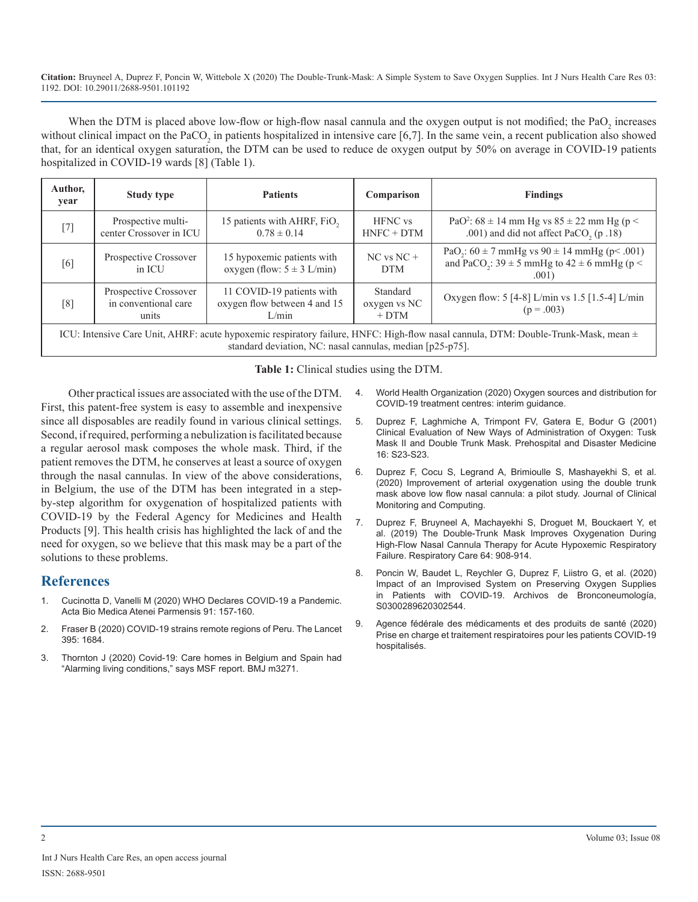When the DTM is placed above low-flow or high-flow nasal cannula and the oxygen output is not modified; the $PaO_2$ increases without clinical impact on the $PaCO_2$ in patients hospitalized in intensive care [6,7]. In the same vein, a recent publication also showed that, for an identical oxygen saturation, the DTM can be used to reduce de oxygen output by 50% on average in COVID-19 patients hospitalized in COVID-19 wards [8] (Table 1).

| Author, year | Study type | Patients | Comparison | Findings |
|---|---|---|---|---|
| [7] | Prospective multi-center Crossover in ICU | 15 patients with AHRF, $FiO_2$ $0.78 \pm 0.14$ | HFNC vs HNFC + DTM | $PaO^2$: $68 \pm 14$ mm Hg vs $85 \pm 22$ mm Hg ($p < .001$) and did not affect $PaCO_2$ (p .18) |
| [6] | Prospective Crossover in ICU | 15 hypoxemic patients with oxygen (flow: $5 \pm 3$ L/min) | NC vs NC + DTM | $PaO_2$: $60 \pm 7$ mmHg vs $90 \pm 14$ mmHg ($p< .001$) and $PaCO_2$: $39 \pm 5$ mmHg to $42 \pm 6$ mmHg ($p < .001$) |
| [8] | Prospective Crossover in conventional care units | 11 COVID-19 patients with oxygen flow between 4 and 15 L/min | Standard oxygen vs NC + DTM | Oxygen flow: 5 [4-8] L/min vs 1.5 [1.5-4] L/min ($p = .003$) |

ICU: Intensive Care Unit, AHRF: acute hypoxemic respiratory failure, HNFC: High-flow nasal cannula, DTM: Double-Trunk-Mask, mean ± standard deviation, NC: nasal cannulas, median [p25-p75].

**Table 1:** Clinical studies using the DTM.

Other practical issues are associated with the use of the DTM. First, this patent-free system is easy to assemble and inexpensive since all disposables are readily found in various clinical settings. Second, if required, performing a nebulization is facilitated because a regular aerosol mask composes the whole mask. Third, if the patient removes the DTM, he conserves at least a source of oxygen through the nasal cannulas. In view of the above considerations, in Belgium, the use of the DTM has been integrated in a step-by-step algorithm for oxygenation of hospitalized patients with COVID-19 by the Federal Agency for Medicines and Health Products [9]. This health crisis has highlighted the lack of and the need for oxygen, so we believe that this mask may be a part of the solutions to these problems.

## References

1. Cucinotta D, Vanelli M (2020) WHO Declares COVID-19 a Pandemic. Acta Bio Medica Atenei Parmensis 91: 157-160.
2. Fraser B (2020) COVID-19 strains remote regions of Peru. The Lancet 395: 1684.
3. Thornton J (2020) Covid-19: Care homes in Belgium and Spain had "Alarming living conditions," says MSF report. BMJ m3271.
4. World Health Organization (2020) Oxygen sources and distribution for COVID-19 treatment centres: interim guidance.
5. Duprez F, Laghmiche A, Trimpont FV, Gatera E, Bodur G (2001) Clinical Evaluation of New Ways of Administration of Oxygen: Tusk Mask II and Double Trunk Mask. Prehospital and Disaster Medicine 16: S23-S23.
6. Duprez F, Cocu S, Legrand A, Brimioulle S, Mashayekhi S, et al. (2020) Improvement of arterial oxygenation using the double trunk mask above low flow nasal cannula: a pilot study. Journal of Clinical Monitoring and Computing.
7. Duprez F, Bruyneel A, Machayekhi S, Droguet M, Bouckaert Y, et al. (2019) The Double-Trunk Mask Improves Oxygenation During High-Flow Nasal Cannula Therapy for Acute Hypoxemic Respiratory Failure. Respiratory Care 64: 908-914.
8. Poncin W, Baudet L, Reychler G, Duprez F, Liistro G, et al. (2020) Impact of an Improvised System on Preserving Oxygen Supplies in Patients with COVID-19. Archivos de Bronconeumología, S0300289620302544.
9. Agence fédérale des médicaments et des produits de santé (2020) Prise en charge et traitement respiratoires pour les patients COVID-19 hospitalisés.